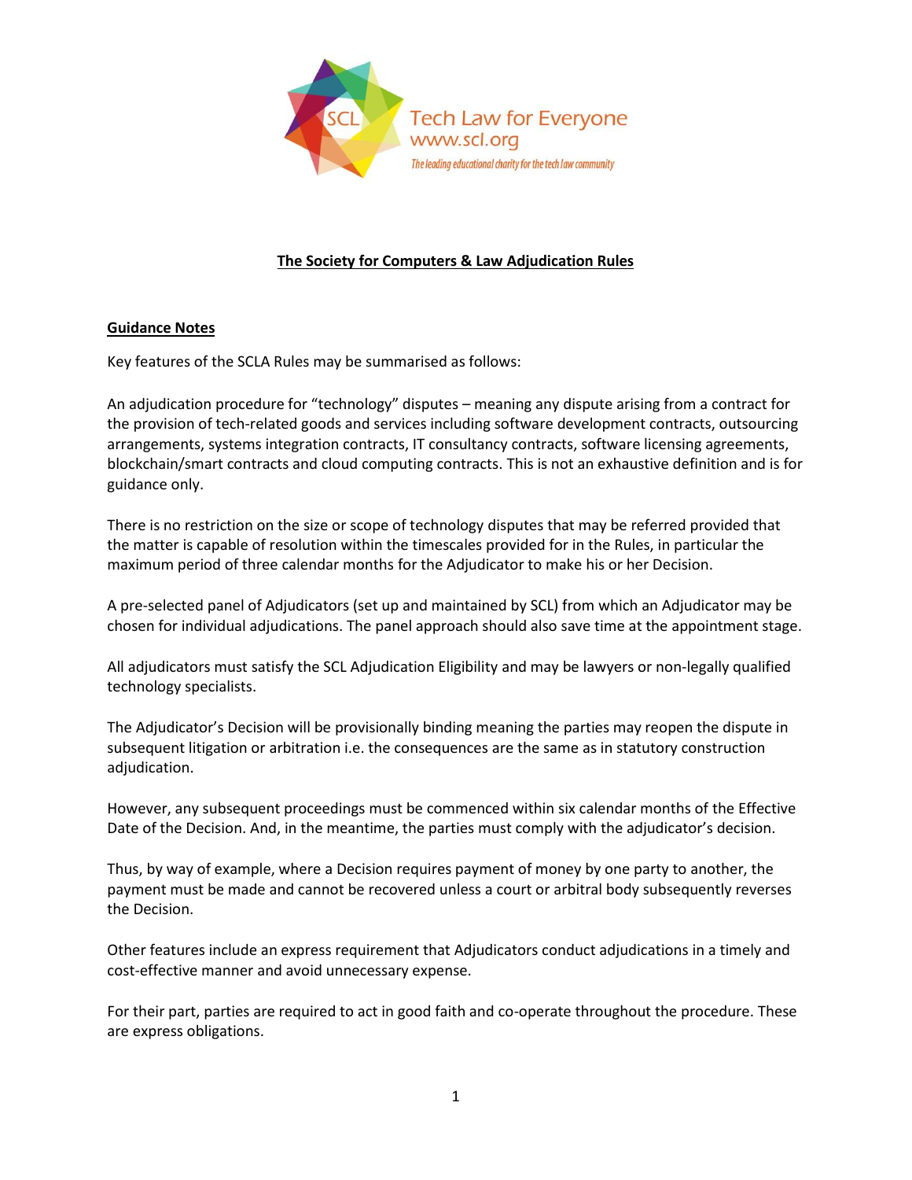SCL Tech Law for Everyone
www.scl.org
*The leading educational charity for the tech law community*

# The Society for Computers & Law Adjudication Rules

## Guidance Notes

Key features of the SCLA Rules may be summarised as follows:

An adjudication procedure for "technology" disputes – meaning any dispute arising from a contract for the provision of tech-related goods and services including software development contracts, outsourcing arrangements, systems integration contracts, IT consultancy contracts, software licensing agreements, blockchain/smart contracts and cloud computing contracts. This is not an exhaustive definition and is for guidance only.

There is no restriction on the size or scope of technology disputes that may be referred provided that the matter is capable of resolution within the timescales provided for in the Rules, in particular the maximum period of three calendar months for the Adjudicator to make his or her Decision.

A pre-selected panel of Adjudicators (set up and maintained by SCL) from which an Adjudicator may be chosen for individual adjudications. The panel approach should also save time at the appointment stage.

All adjudicators must satisfy the SCL Adjudication Eligibility and may be lawyers or non-legally qualified technology specialists.

The Adjudicator's Decision will be provisionally binding meaning the parties may reopen the dispute in subsequent litigation or arbitration i.e. the consequences are the same as in statutory construction adjudication.

However, any subsequent proceedings must be commenced within six calendar months of the Effective Date of the Decision. And, in the meantime, the parties must comply with the adjudicator's decision.

Thus, by way of example, where a Decision requires payment of money by one party to another, the payment must be made and cannot be recovered unless a court or arbitral body subsequently reverses the Decision.

Other features include an express requirement that Adjudicators conduct adjudications in a timely and cost-effective manner and avoid unnecessary expense.

For their part, parties are required to act in good faith and co-operate throughout the procedure. These are express obligations.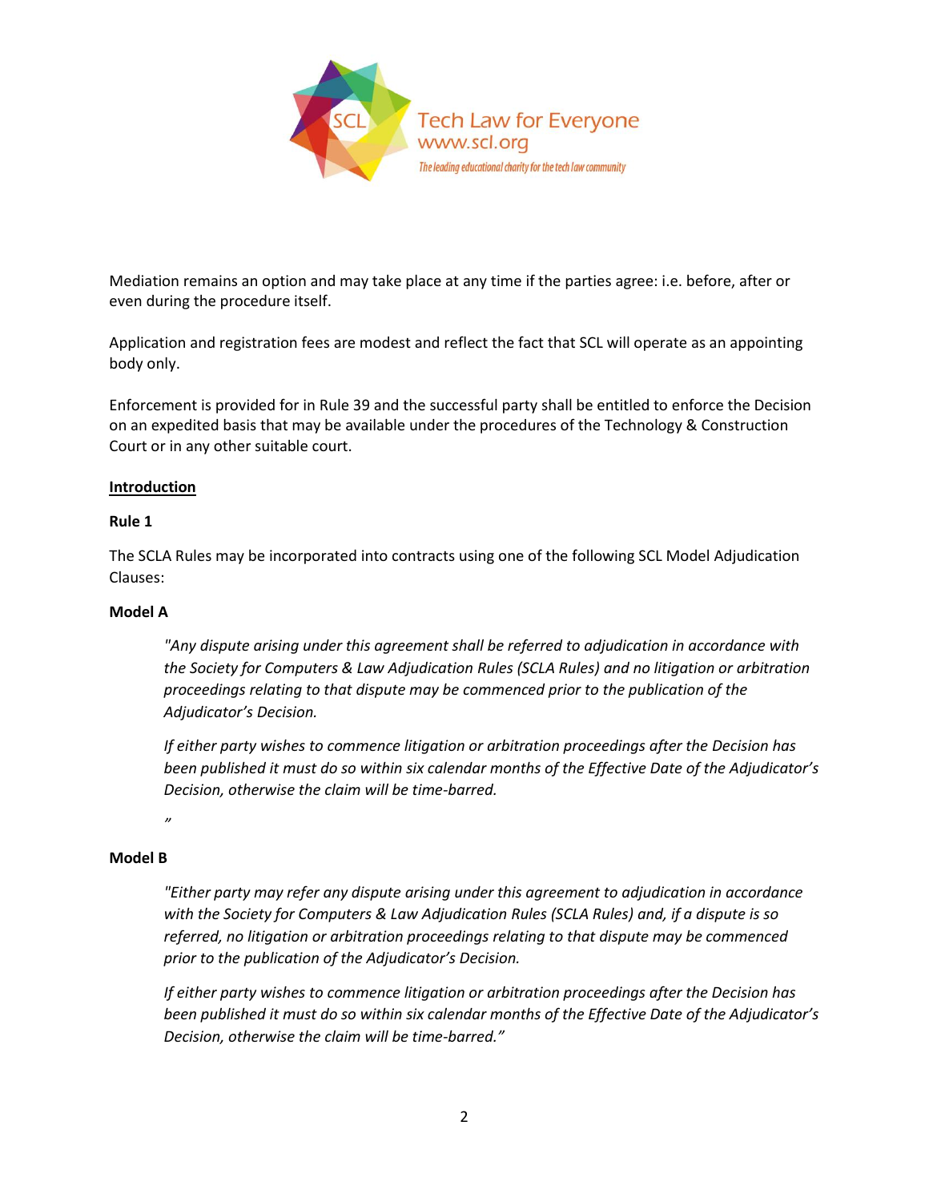Mediation remains an option and may take place at any time if the parties agree: i.e. before, after or even during the procedure itself.

Application and registration fees are modest and reflect the fact that SCL will operate as an appointing body only.

Enforcement is provided for in Rule 39 and the successful party shall be entitled to enforce the Decision on an expedited basis that may be available under the procedures of the Technology & Construction Court or in any other suitable court.

**Introduction**

**Rule 1**

The SCLA Rules may be incorporated into contracts using one of the following SCL Model Adjudication Clauses:

**Model A**

> *"Any dispute arising under this agreement shall be referred to adjudication in accordance with the Society for Computers & Law Adjudication Rules (SCLA Rules) and no litigation or arbitration proceedings relating to that dispute may be commenced prior to the publication of the Adjudicator's Decision.*
>
> *If either party wishes to commence litigation or arbitration proceedings after the Decision has been published it must do so within six calendar months of the Effective Date of the Adjudicator's Decision, otherwise the claim will be time-barred.*
>
> *"*

**Model B**

> *"Either party may refer any dispute arising under this agreement to adjudication in accordance with the Society for Computers & Law Adjudication Rules (SCLA Rules) and, if a dispute is so referred, no litigation or arbitration proceedings relating to that dispute may be commenced prior to the publication of the Adjudicator's Decision.*
>
> *If either party wishes to commence litigation or arbitration proceedings after the Decision has been published it must do so within six calendar months of the Effective Date of the Adjudicator's Decision, otherwise the claim will be time-barred."*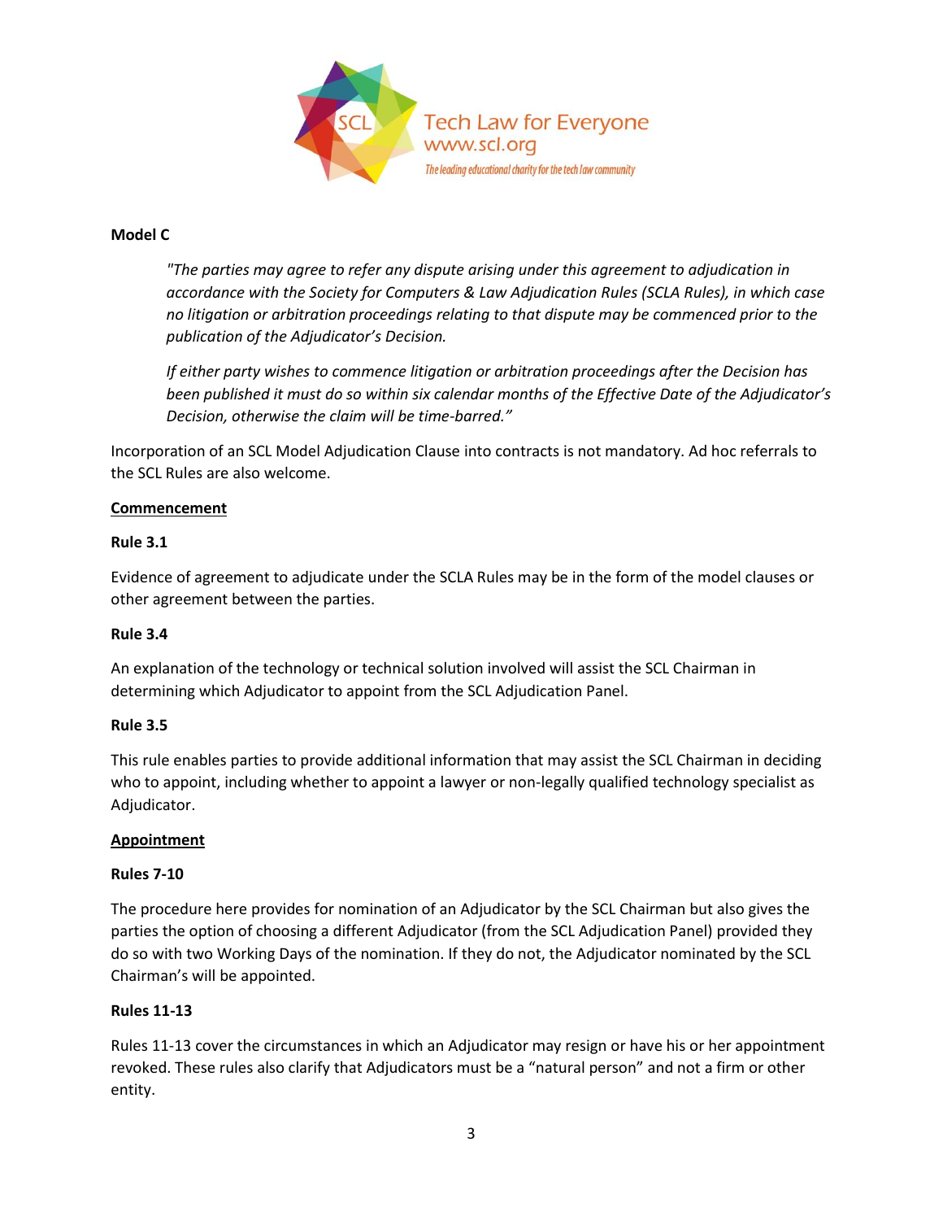**Model C**

> *"The parties may agree to refer any dispute arising under this agreement to adjudication in accordance with the Society for Computers & Law Adjudication Rules (SCLA Rules), in which case no litigation or arbitration proceedings relating to that dispute may be commenced prior to the publication of the Adjudicator's Decision.*
>
> *If either party wishes to commence litigation or arbitration proceedings after the Decision has been published it must do so within six calendar months of the Effective Date of the Adjudicator's Decision, otherwise the claim will be time-barred."*

Incorporation of an SCL Model Adjudication Clause into contracts is not mandatory. Ad hoc referrals to the SCL Rules are also welcome.

**<u>Commencement</u>**

**Rule 3.1**

Evidence of agreement to adjudicate under the SCLA Rules may be in the form of the model clauses or other agreement between the parties.

**Rule 3.4**

An explanation of the technology or technical solution involved will assist the SCL Chairman in determining which Adjudicator to appoint from the SCL Adjudication Panel.

**Rule 3.5**

This rule enables parties to provide additional information that may assist the SCL Chairman in deciding who to appoint, including whether to appoint a lawyer or non-legally qualified technology specialist as Adjudicator.

**<u>Appointment</u>**

**Rules 7-10**

The procedure here provides for nomination of an Adjudicator by the SCL Chairman but also gives the parties the option of choosing a different Adjudicator (from the SCL Adjudication Panel) provided they do so with two Working Days of the nomination. If they do not, the Adjudicator nominated by the SCL Chairman's will be appointed.

**Rules 11-13**

Rules 11-13 cover the circumstances in which an Adjudicator may resign or have his or her appointment revoked. These rules also clarify that Adjudicators must be a "natural person" and not a firm or other entity.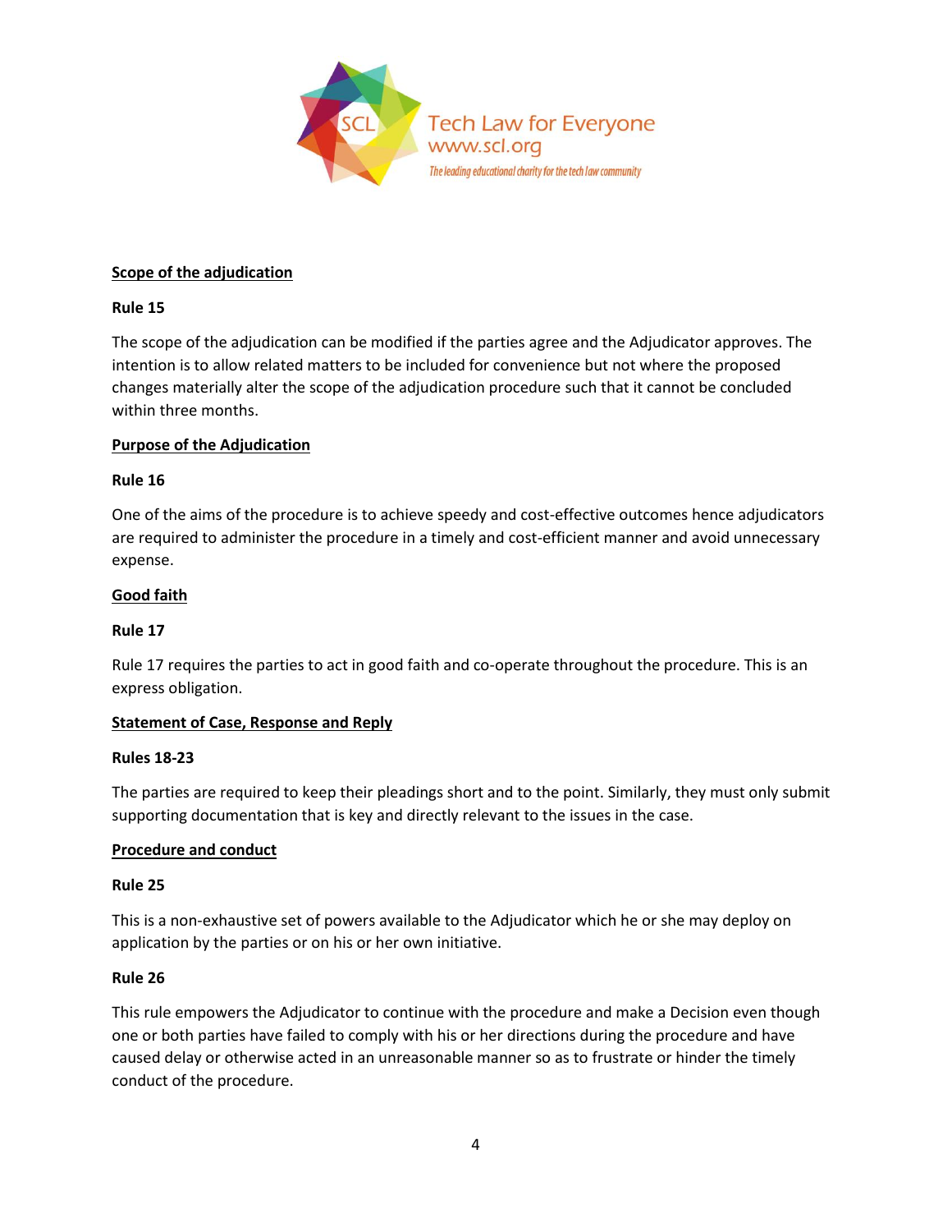## Scope of the adjudication

**Rule 15**

The scope of the adjudication can be modified if the parties agree and the Adjudicator approves. The intention is to allow related matters to be included for convenience but not where the proposed changes materially alter the scope of the adjudication procedure such that it cannot be concluded within three months.

## Purpose of the Adjudication

**Rule 16**

One of the aims of the procedure is to achieve speedy and cost-effective outcomes hence adjudicators are required to administer the procedure in a timely and cost-efficient manner and avoid unnecessary expense.

## Good faith

**Rule 17**

Rule 17 requires the parties to act in good faith and co-operate throughout the procedure. This is an express obligation.

## Statement of Case, Response and Reply

**Rules 18-23**

The parties are required to keep their pleadings short and to the point. Similarly, they must only submit supporting documentation that is key and directly relevant to the issues in the case.

## Procedure and conduct

**Rule 25**

This is a non-exhaustive set of powers available to the Adjudicator which he or she may deploy on application by the parties or on his or her own initiative.

**Rule 26**

This rule empowers the Adjudicator to continue with the procedure and make a Decision even though one or both parties have failed to comply with his or her directions during the procedure and have caused delay or otherwise acted in an unreasonable manner so as to frustrate or hinder the timely conduct of the procedure.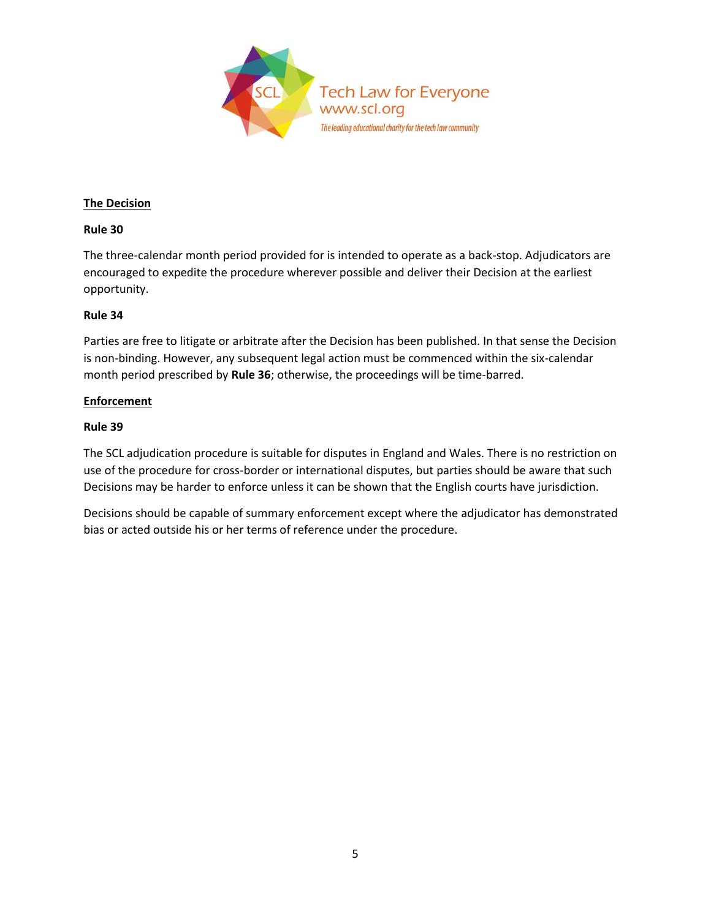## The Decision

**Rule 30**

The three-calendar month period provided for is intended to operate as a back-stop. Adjudicators are encouraged to expedite the procedure wherever possible and deliver their Decision at the earliest opportunity.

**Rule 34**

Parties are free to litigate or arbitrate after the Decision has been published. In that sense the Decision is non-binding. However, any subsequent legal action must be commenced within the six-calendar month period prescribed by **Rule 36**; otherwise, the proceedings will be time-barred.

## Enforcement

**Rule 39**

The SCL adjudication procedure is suitable for disputes in England and Wales. There is no restriction on use of the procedure for cross-border or international disputes, but parties should be aware that such Decisions may be harder to enforce unless it can be shown that the English courts have jurisdiction.

Decisions should be capable of summary enforcement except where the adjudicator has demonstrated bias or acted outside his or her terms of reference under the procedure.